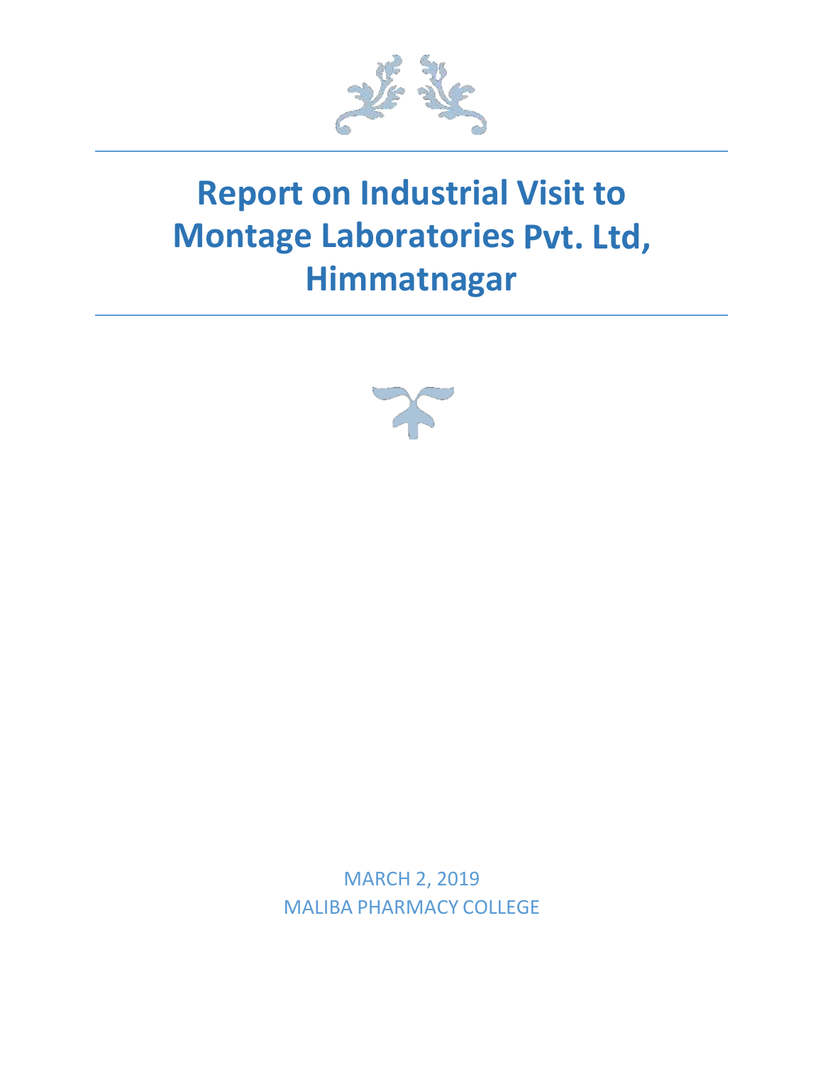# Report on Industrial Visit to Montage Laboratories Pvt. Ltd, Himmatnagar

MARCH 2, 2019

MALIBA PHARMACY COLLEGE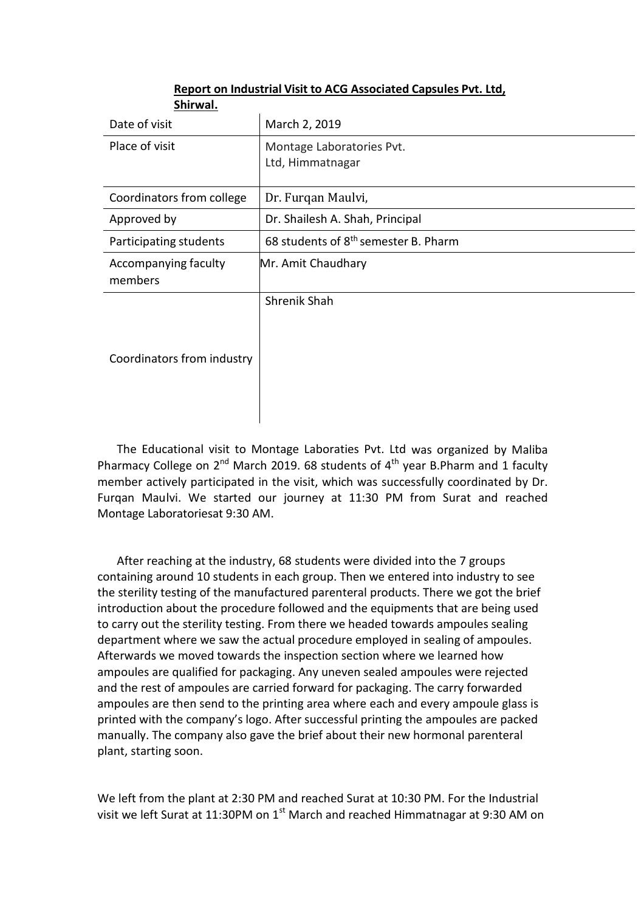**Report on Industrial Visit to ACG Associated Capsules Pvt. Ltd, Shirwal.**

| | |
|---|---|
| Date of visit | March 2, 2019 |
| Place of visit | Montage Laboratories Pvt. Ltd, Himmatnagar |
| Coordinators from college | Dr. Furqan Maulvi, |
| Approved by | Dr. Shailesh A. Shah, Principal |
| Participating students | 68 students of 8th semester B. Pharm |
| Accompanying faculty members | Mr. Amit Chaudhary |
| Coordinators from industry | Shrenik Shah |

The Educational visit to Montage Laboraties Pvt. Ltd was organized by Maliba Pharmacy College on 2nd March 2019. 68 students of 4th year B.Pharm and 1 faculty member actively participated in the visit, which was successfully coordinated by Dr. Furqan Maulvi. We started our journey at 11:30 PM from Surat and reached Montage Laboratoriesat 9:30 AM.

After reaching at the industry, 68 students were divided into the 7 groups containing around 10 students in each group. Then we entered into industry to see the sterility testing of the manufactured parenteral products. There we got the brief introduction about the procedure followed and the equipments that are being used to carry out the sterility testing. From there we headed towards ampoules sealing department where we saw the actual procedure employed in sealing of ampoules. Afterwards we moved towards the inspection section where we learned how ampoules are qualified for packaging. Any uneven sealed ampoules were rejected and the rest of ampoules are carried forward for packaging. The carry forwarded ampoules are then send to the printing area where each and every ampoule glass is printed with the company's logo. After successful printing the ampoules are packed manually. The company also gave the brief about their new hormonal parenteral plant, starting soon.

We left from the plant at 2:30 PM and reached Surat at 10:30 PM. For the Industrial visit we left Surat at 11:30PM on 1st March and reached Himmatnagar at 9:30 AM on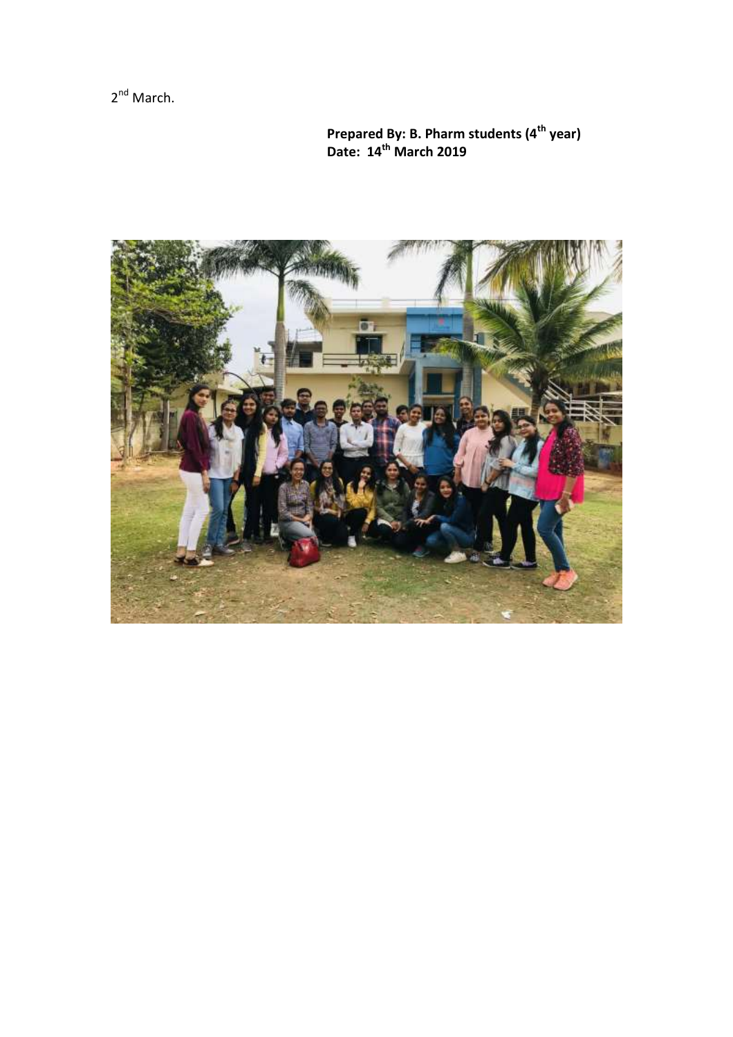2nd March.

**Prepared By: B. Pharm students (4th year)**
**Date: 14th March 2019**